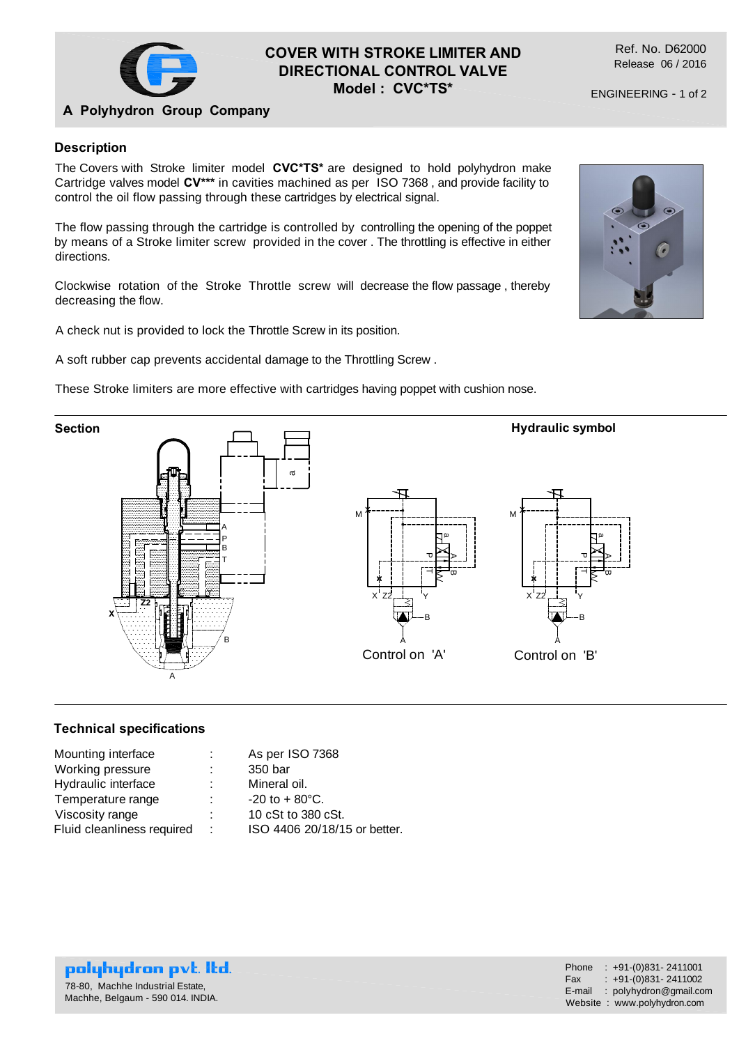A Polyhydron Group Company

# COVER WITH STROKE LIMITER AND DIRECTIONAL CONTROL VALVE
## Model : CVC*TS*

Ref. No. D62000
Release 06 / 2016

## Description

The Covers with Stroke limiter model **CVC*TS*** are designed to hold polyhydron make Cartridge valves model **CV*** in cavities machined as per ISO 7368 , and provide facility to control the oil flow passing through these cartridges by electrical signal.

The flow passing through the cartridge is controlled by controlling the opening of the poppet by means of a Stroke limiter screw provided in the cover . The throttling is effective in either directions.

Clockwise rotation of the Stroke Throttle screw will decrease the flow passage , thereby decreasing the flow.

A check nut is provided to lock the Throttle Screw in its position.

A soft rubber cap prevents accidental damage to the Throttling Screw .

These Stroke limiters are more effective with cartridges having poppet with cushion nose.

## Section

## Hydraulic symbol

Control on 'A'

Control on 'B'

## Technical specifications

| | | |
|---|---|---|
| Mounting interface | : | As per ISO 7368 |
| Working pressure | : | 350 bar |
| Hydraulic interface | : | Mineral oil. |
| Temperature range | : | -20 to + 80°C. |
| Viscosity range | : | 10 cSt to 380 cSt. |
| Fluid cleanliness required | : | ISO 4406 20/18/15 or better. |

**polyhydron pvt. ltd.**
78-80, Machhe Industrial Estate,
Machhe, Belgaum - 590 014. INDIA.

Phone : +91-(0)831- 2411001
Fax : +91-(0)831- 2411002
E-mail : polyhydron@gmail.com
Website : www.polyhydron.com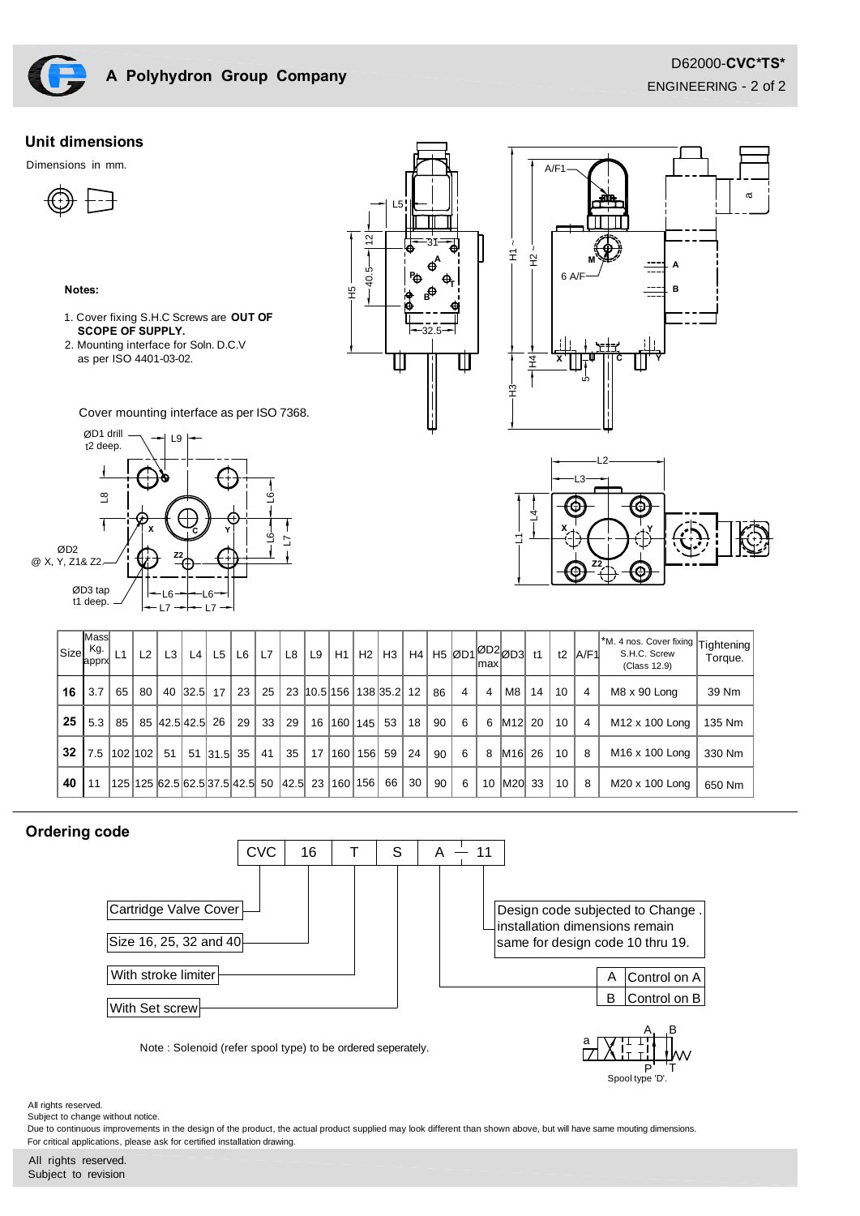## Unit dimensions

Dimensions in mm.

**Notes:**

1. Cover fixing S.H.C Screws are **OUT OF SCOPE OF SUPPLY.**
2. Mounting interface for Soln. D.C.V as per ISO 4401-03-02.

Cover mounting interface as per ISO 7368.

ØD1 drill t2 deep.

ØD2 @ X, Y, Z1& Z2.

ØD3 tap t1 deep.

| Size | Mass Kg. apprx | L1 | L2 | L3 | L4 | L5 | L6 | L7 | L8 | L9 | H1 | H2 | H3 | H4 | H5 | ØD1 | ØD2 max | ØD3 | t1 | t2 | A/F1 | *M. 4 nos. Cover fixing S.H.C. Screw (Class 12.9) | Tightening Torque. |
|---|---|---|---|---|---|---|---|---|---|---|---|---|---|---|---|---|---|---|---|---|---|---|---|
| **16** | 3.7 | 65 | 80 | 40 | 32.5 | 17 | 23 | 25 | 23 | 10.5 | 156 | 138 | 35.2 | 12 | 86 | 4 | 4 | M8 | 14 | 10 | 4 | M8 x 90 Long | 39 Nm |
| **25** | 5.3 | 85 | 85 | 42.5 | 42.5 | 26 | 29 | 33 | 29 | 16 | 160 | 145 | 53 | 18 | 90 | 6 | 6 | M12 | 20 | 10 | 4 | M12 x 100 Long | 135 Nm |
| **32** | 7.5 | 102 | 102 | 51 | 51 | 31.5 | 35 | 41 | 35 | 17 | 160 | 156 | 59 | 24 | 90 | 6 | 8 | M16 | 26 | 10 | 8 | M16 x 100 Long | 330 Nm |
| **40** | 11 | 125 | 125 | 62.5 | 62.5 | 37.5 | 42.5 | 50 | 42.5 | 23 | 160 | 156 | 66 | 30 | 90 | 6 | 10 | M20 | 33 | 10 | 8 | M20 x 100 Long | 650 Nm |

## Ordering code

| CVC | 16 | T | S | A – 11 |
|---|---|---|---|---|

- CVC: Cartridge Valve Cover
- 16: Size 16, 25, 32 and 40
- T: With stroke limiter
- S: With Set screw
- A: A – Control on A; B – Control on B
- 11: Design code subjected to Change . installation dimensions remain same for design code 10 thru 19.

Note : Solenoid (refer spool type) to be ordered seperately.

Spool type 'D'.

All rights reserved.
Subject to change without notice.
Due to continuous improvements in the design of the product, the actual product supplied may look different than shown above, but will have same mouting dimensions.
For critical applications, please ask for certified installation drawing.